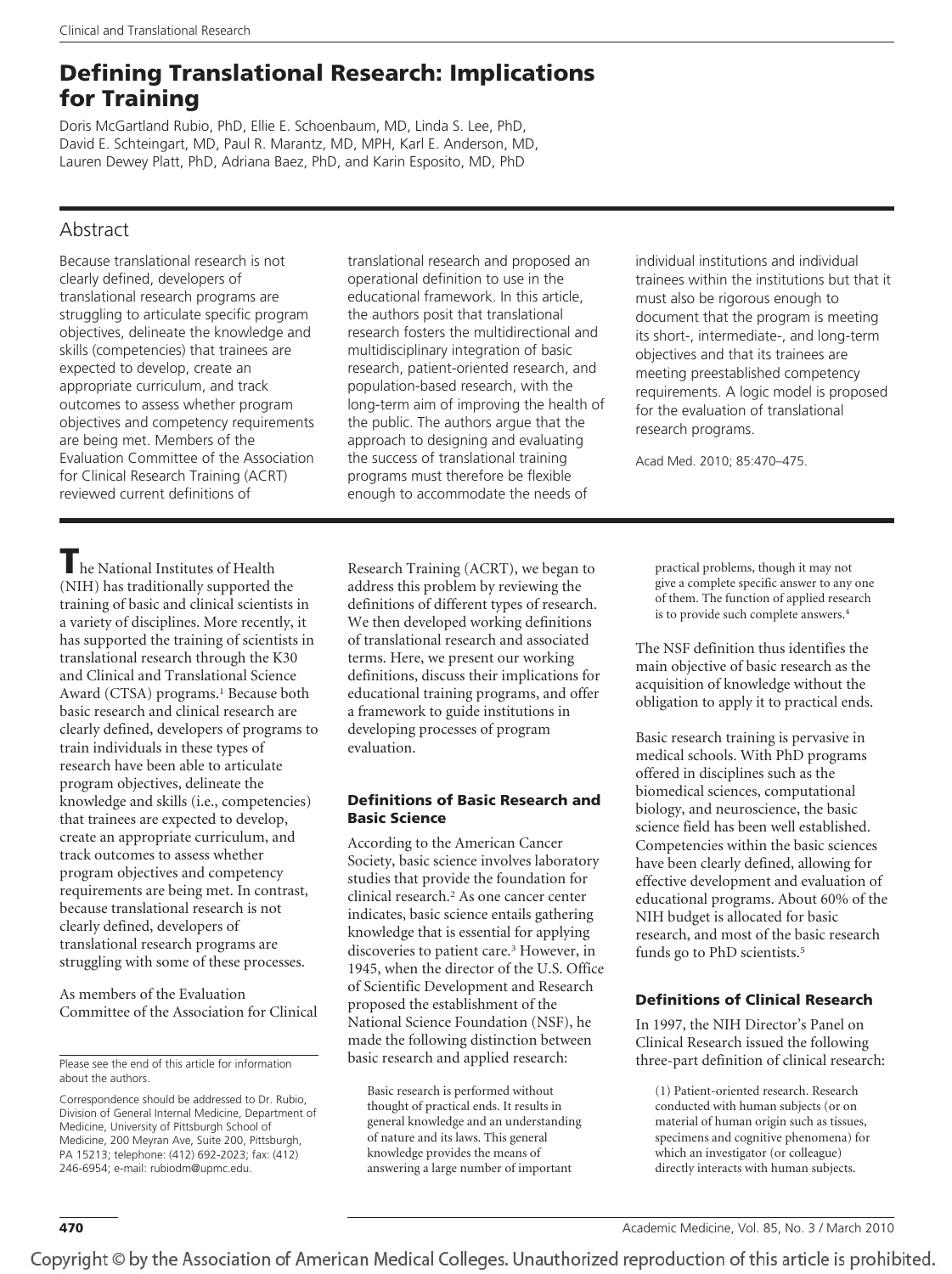# Defining Translational Research: Implications for Training

Doris McGartland Rubio, PhD, Ellie E. Schoenbaum, MD, Linda S. Lee, PhD, David E. Schteingart, MD, Paul R. Marantz, MD, MPH, Karl E. Anderson, MD, Lauren Dewey Platt, PhD, Adriana Baez, PhD, and Karin Esposito, MD, PhD

## Abstract

Because translational research is not clearly defined, developers of translational research programs are struggling to articulate specific program objectives, delineate the knowledge and skills (competencies) that trainees are expected to develop, create an appropriate curriculum, and track outcomes to assess whether program objectives and competency requirements are being met. Members of the Evaluation Committee of the Association for Clinical Research Training (ACRT) reviewed current definitions of translational research and proposed an operational definition to use in the educational framework. In this article, the authors posit that translational research fosters the multidirectional and multidisciplinary integration of basic research, patient-oriented research, and population-based research, with the long-term aim of improving the health of the public. The authors argue that the approach to designing and evaluating the success of translational training programs must therefore be flexible enough to accommodate the needs of individual institutions and individual trainees within the institutions but that it must also be rigorous enough to document that the program is meeting its short-, intermediate-, and long-term objectives and that its trainees are meeting preestablished competency requirements. A logic model is proposed for the evaluation of translational research programs.

Acad Med. 2010; 85:470–475.

The National Institutes of Health (NIH) has traditionally supported the training of basic and clinical scientists in a variety of disciplines. More recently, it has supported the training of scientists in translational research through the K30 and Clinical and Translational Science Award (CTSA) programs.[1] Because both basic research and clinical research are clearly defined, developers of programs to train individuals in these types of research have been able to articulate program objectives, delineate the knowledge and skills (i.e., competencies) that trainees are expected to develop, create an appropriate curriculum, and track outcomes to assess whether program objectives and competency requirements are being met. In contrast, because translational research is not clearly defined, developers of translational research programs are struggling with some of these processes.

As members of the Evaluation Committee of the Association for Clinical Research Training (ACRT), we began to address this problem by reviewing the definitions of different types of research. We then developed working definitions of translational research and associated terms. Here, we present our working definitions, discuss their implications for educational training programs, and offer a framework to guide institutions in developing processes of program evaluation.

### Definitions of Basic Research and Basic Science

According to the American Cancer Society, basic science involves laboratory studies that provide the foundation for clinical research.[2] As one cancer center indicates, basic science entails gathering knowledge that is essential for applying discoveries to patient care.[3] However, in 1945, when the director of the U.S. Office of Scientific Development and Research proposed the establishment of the National Science Foundation (NSF), he made the following distinction between basic research and applied research:

> Basic research is performed without thought of practical ends. It results in general knowledge and an understanding of nature and its laws. This general knowledge provides the means of answering a large number of important practical problems, though it may not give a complete specific answer to any one of them. The function of applied research is to provide such complete answers.[4]

The NSF definition thus identifies the main objective of basic research as the acquisition of knowledge without the obligation to apply it to practical ends.

Basic research training is pervasive in medical schools. With PhD programs offered in disciplines such as the biomedical sciences, computational biology, and neuroscience, the basic science field has been well established. Competencies within the basic sciences have been clearly defined, allowing for effective development and evaluation of educational programs. About 60% of the NIH budget is allocated for basic research, and most of the basic research funds go to PhD scientists.[5]

### Definitions of Clinical Research

In 1997, the NIH Director's Panel on Clinical Research issued the following three-part definition of clinical research:

> (1) Patient-oriented research. Research conducted with human subjects (or on material of human origin such as tissues, specimens and cognitive phenomena) for which an investigator (or colleague) directly interacts with human subjects.

Please see the end of this article for information about the authors.

Correspondence should be addressed to Dr. Rubio, Division of General Internal Medicine, Department of Medicine, University of Pittsburgh School of Medicine, 200 Meyran Ave, Suite 200, Pittsburgh, PA 15213; telephone: (412) 692-2023; fax: (412) 246-6954; e-mail: rubiodm@upmc.edu.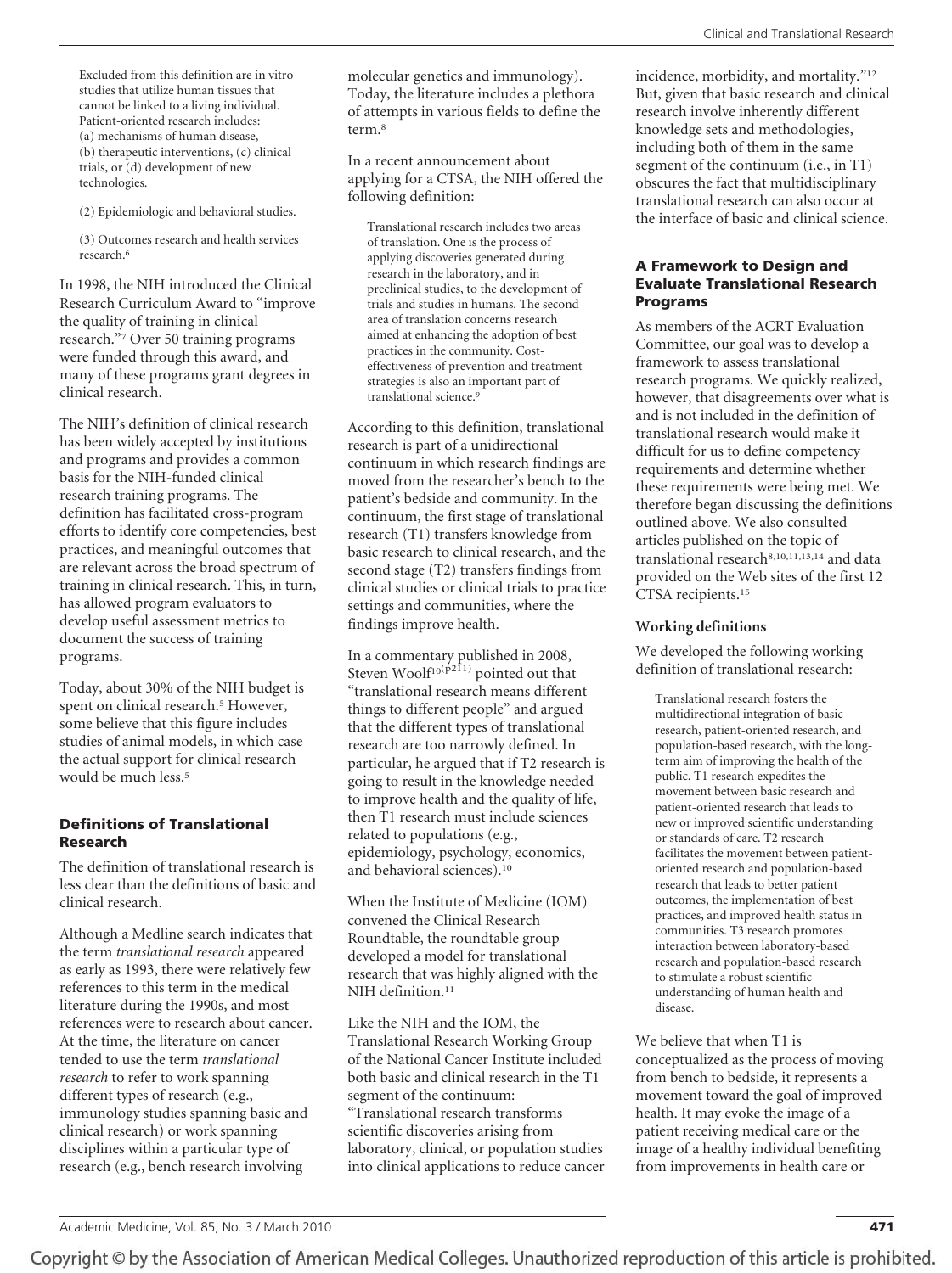Excluded from this definition are in vitro studies that utilize human tissues that cannot be linked to a living individual. Patient-oriented research includes: (a) mechanisms of human disease, (b) therapeutic interventions, (c) clinical trials, or (d) development of new technologies.

(2) Epidemiologic and behavioral studies.

(3) Outcomes research and health services research.[6]

In 1998, the NIH introduced the Clinical Research Curriculum Award to "improve the quality of training in clinical research."[7] Over 50 training programs were funded through this award, and many of these programs grant degrees in clinical research.

The NIH's definition of clinical research has been widely accepted by institutions and programs and provides a common basis for the NIH-funded clinical research training programs. The definition has facilitated cross-program efforts to identify core competencies, best practices, and meaningful outcomes that are relevant across the broad spectrum of training in clinical research. This, in turn, has allowed program evaluators to develop useful assessment metrics to document the success of training programs.

Today, about 30% of the NIH budget is spent on clinical research.[5] However, some believe that this figure includes studies of animal models, in which case the actual support for clinical research would be much less.[5]

## Definitions of Translational Research

The definition of translational research is less clear than the definitions of basic and clinical research.

Although a Medline search indicates that the term *translational research* appeared as early as 1993, there were relatively few references to this term in the medical literature during the 1990s, and most references were to research about cancer. At the time, the literature on cancer tended to use the term *translational research* to refer to work spanning different types of research (e.g., immunology studies spanning basic and clinical research) or work spanning disciplines within a particular type of research (e.g., bench research involving molecular genetics and immunology). Today, the literature includes a plethora of attempts in various fields to define the term.[8]

In a recent announcement about applying for a CTSA, the NIH offered the following definition:

> Translational research includes two areas of translation. One is the process of applying discoveries generated during research in the laboratory, and in preclinical studies, to the development of trials and studies in humans. The second area of translation concerns research aimed at enhancing the adoption of best practices in the community. Cost-effectiveness of prevention and treatment strategies is also an important part of translational science.[9]

According to this definition, translational research is part of a unidirectional continuum in which research findings are moved from the researcher's bench to the patient's bedside and community. In the continuum, the first stage of translational research (T1) transfers knowledge from basic research to clinical research, and the second stage (T2) transfers findings from clinical studies or clinical trials to practice settings and communities, where the findings improve health.

In a commentary published in 2008, Steven Woolf[10(p211)] pointed out that "translational research means different things to different people" and argued that the different types of translational research are too narrowly defined. In particular, he argued that if T2 research is going to result in the knowledge needed to improve health and the quality of life, then T1 research must include sciences related to populations (e.g., epidemiology, psychology, economics, and behavioral sciences).[10]

When the Institute of Medicine (IOM) convened the Clinical Research Roundtable, the roundtable group developed a model for translational research that was highly aligned with the NIH definition.[11]

Like the NIH and the IOM, the Translational Research Working Group of the National Cancer Institute included both basic and clinical research in the T1 segment of the continuum: "Translational research transforms scientific discoveries arising from laboratory, clinical, or population studies into clinical applications to reduce cancer incidence, morbidity, and mortality."[12] But, given that basic research and clinical research involve inherently different knowledge sets and methodologies, including both of them in the same segment of the continuum (i.e., in T1) obscures the fact that multidisciplinary translational research can also occur at the interface of basic and clinical science.

## A Framework to Design and Evaluate Translational Research Programs

As members of the ACRT Evaluation Committee, our goal was to develop a framework to assess translational research programs. We quickly realized, however, that disagreements over what is and is not included in the definition of translational research would make it difficult for us to define competency requirements and determine whether these requirements were being met. We therefore began discussing the definitions outlined above. We also consulted articles published on the topic of translational research[8,10,11,13,14] and data provided on the Web sites of the first 12 CTSA recipients.[15]

### Working definitions

We developed the following working definition of translational research:

> Translational research fosters the multidirectional integration of basic research, patient-oriented research, and population-based research, with the long-term aim of improving the health of the public. T1 research expedites the movement between basic research and patient-oriented research that leads to new or improved scientific understanding or standards of care. T2 research facilitates the movement between patient-oriented research and population-based research that leads to better patient outcomes, the implementation of best practices, and improved health status in communities. T3 research promotes interaction between laboratory-based research and population-based research to stimulate a robust scientific understanding of human health and disease.

We believe that when T1 is conceptualized as the process of moving from bench to bedside, it represents a movement toward the goal of improved health. It may evoke the image of a patient receiving medical care or the image of a healthy individual benefiting from improvements in health care or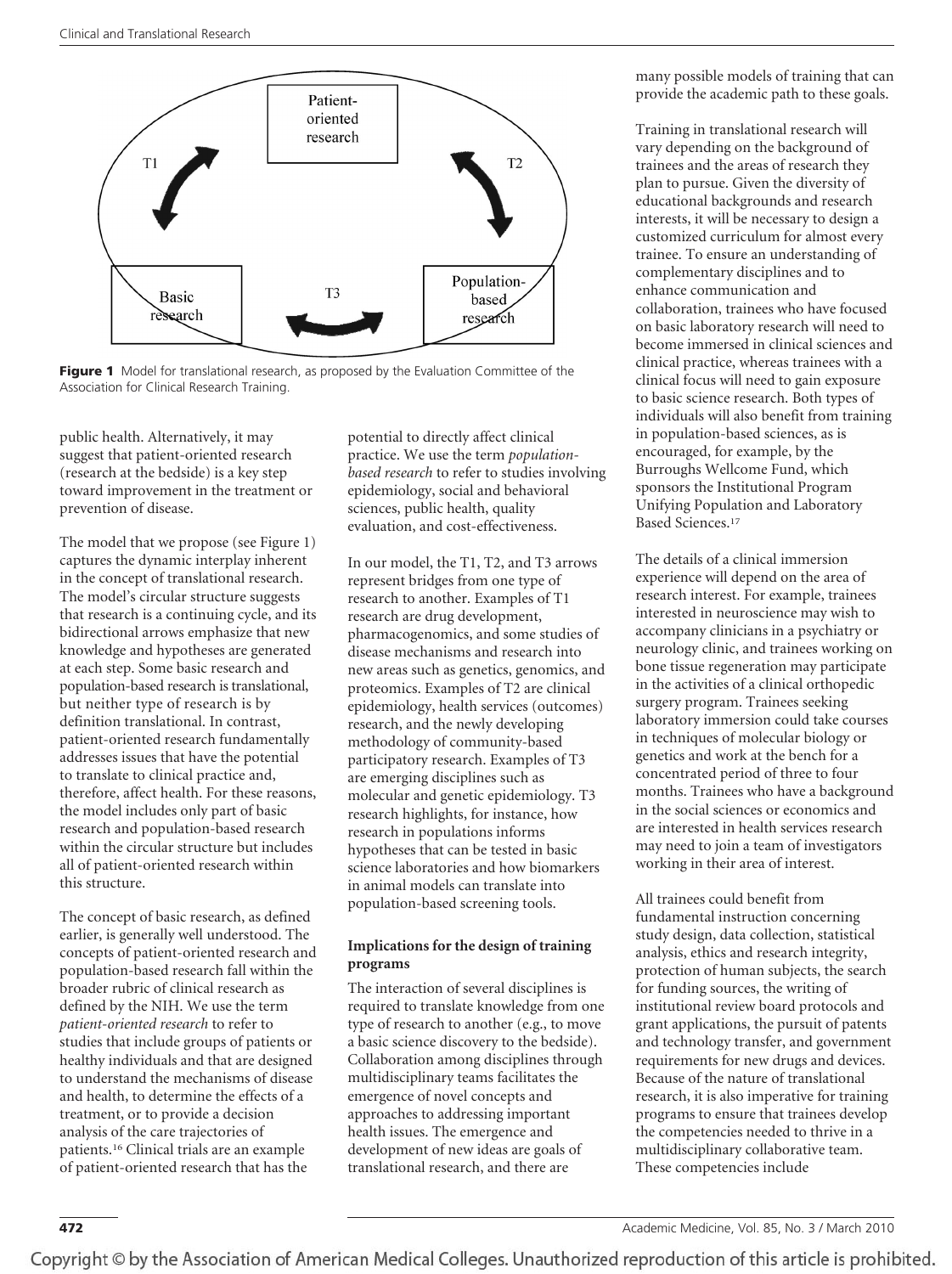Patient-oriented research

T1

T2

Basic research

T3

Population-based research

**Figure 1** Model for translational research, as proposed by the Evaluation Committee of the Association for Clinical Research Training.

public health. Alternatively, it may suggest that patient-oriented research (research at the bedside) is a key step toward improvement in the treatment or prevention of disease.

The model that we propose (see Figure 1) captures the dynamic interplay inherent in the concept of translational research. The model's circular structure suggests that research is a continuing cycle, and its bidirectional arrows emphasize that new knowledge and hypotheses are generated at each step. Some basic research and population-based research is translational, but neither type of research is by definition translational. In contrast, patient-oriented research fundamentally addresses issues that have the potential to translate to clinical practice and, therefore, affect health. For these reasons, the model includes only part of basic research and population-based research within the circular structure but includes all of patient-oriented research within this structure.

The concept of basic research, as defined earlier, is generally well understood. The concepts of patient-oriented research and population-based research fall within the broader rubric of clinical research as defined by the NIH. We use the term *patient-oriented research* to refer to studies that include groups of patients or healthy individuals and that are designed to understand the mechanisms of disease and health, to determine the effects of a treatment, or to provide a decision analysis of the care trajectories of patients.[16] Clinical trials are an example of patient-oriented research that has the potential to directly affect clinical practice. We use the term *population-based research* to refer to studies involving epidemiology, social and behavioral sciences, public health, quality evaluation, and cost-effectiveness.

In our model, the T1, T2, and T3 arrows represent bridges from one type of research to another. Examples of T1 research are drug development, pharmacogenomics, and some studies of disease mechanisms and research into new areas such as genetics, genomics, and proteomics. Examples of T2 are clinical epidemiology, health services (outcomes) research, and the newly developing methodology of community-based participatory research. Examples of T3 are emerging disciplines such as molecular and genetic epidemiology. T3 research highlights, for instance, how research in populations informs hypotheses that can be tested in basic science laboratories and how biomarkers in animal models can translate into population-based screening tools.

### Implications for the design of training programs

The interaction of several disciplines is required to translate knowledge from one type of research to another (e.g., to move a basic science discovery to the bedside). Collaboration among disciplines through multidisciplinary teams facilitates the emergence of novel concepts and approaches to addressing important health issues. The emergence and development of new ideas are goals of translational research, and there are many possible models of training that can provide the academic path to these goals.

Training in translational research will vary depending on the background of trainees and the areas of research they plan to pursue. Given the diversity of educational backgrounds and research interests, it will be necessary to design a customized curriculum for almost every trainee. To ensure an understanding of complementary disciplines and to enhance communication and collaboration, trainees who have focused on basic laboratory research will need to become immersed in clinical sciences and clinical practice, whereas trainees with a clinical focus will need to gain exposure to basic science research. Both types of individuals will also benefit from training in population-based sciences, as is encouraged, for example, by the Burroughs Wellcome Fund, which sponsors the Institutional Program Unifying Population and Laboratory Based Sciences.[17]

The details of a clinical immersion experience will depend on the area of research interest. For example, trainees interested in neuroscience may wish to accompany clinicians in a psychiatry or neurology clinic, and trainees working on bone tissue regeneration may participate in the activities of a clinical orthopedic surgery program. Trainees seeking laboratory immersion could take courses in techniques of molecular biology or genetics and work at the bench for a concentrated period of three to four months. Trainees who have a background in the social sciences or economics and are interested in health services research may need to join a team of investigators working in their area of interest.

All trainees could benefit from fundamental instruction concerning study design, data collection, statistical analysis, ethics and research integrity, protection of human subjects, the search for funding sources, the writing of institutional review board protocols and grant applications, the pursuit of patents and technology transfer, and government requirements for new drugs and devices. Because of the nature of translational research, it is also imperative for training programs to ensure that trainees develop the competencies needed to thrive in a multidisciplinary collaborative team. These competencies include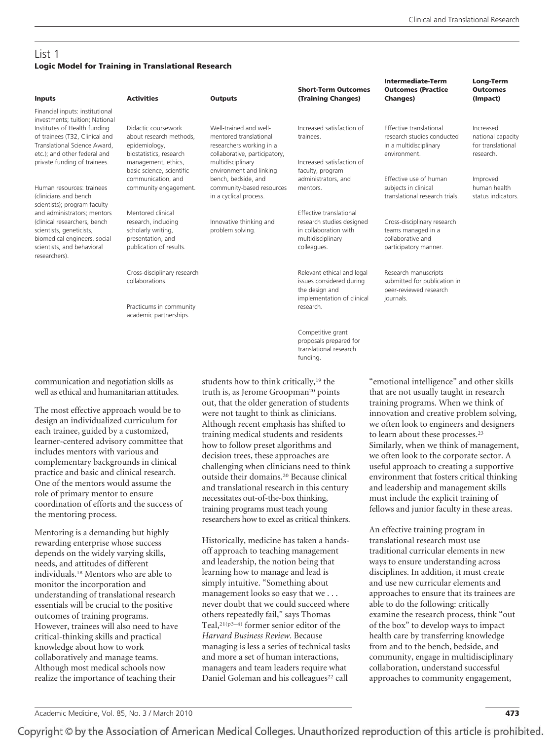## List 1

**Logic Model for Training in Translational Research**

| Inputs | Activities | Outputs | Short-Term Outcomes (Training Changes) | Intermediate-Term Outcomes (Practice Changes) | Long-Term Outcomes (Impact) |
|---|---|---|---|---|---|
| Financial inputs: institutional investments; tuition; National Institutes of Health funding of trainees (T32, Clinical and Translational Science Award, etc.); and other federal and private funding of trainees. | Didactic coursework about research methods, epidemiology, biostatistics, research management, ethics, basic science, scientific communication, and community engagement. | Well-trained and well-mentored translational researchers working in a collaborative, participatory, multidisciplinary environment and linking bench, bedside, and community-based resources in a cyclical process. | Increased satisfaction of trainees. | Effective translational research studies conducted in a multidisciplinary environment. | Increased national capacity for translational research. |
| Human resources: trainees (clinicians and bench scientists); program faculty and administrators; mentors (clinical researchers, bench scientists, geneticists, biomedical engineers, social scientists, and behavioral researchers). | Mentored clinical research, including scholarly writing, presentation, and publication of results. | Innovative thinking and problem solving. | Increased satisfaction of faculty, program administrators, and mentors. | Effective use of human subjects in clinical translational research trials. | Improved human health status indicators. |
| | Cross-disciplinary research collaborations. | | Effective translational research studies designed in collaboration with multidisciplinary colleagues. | Cross-disciplinary research teams managed in a collaborative and participatory manner. | |
| | Practicums in community academic partnerships. | | Relevant ethical and legal issues considered during the design and implementation of clinical research. | Research manuscripts submitted for publication in peer-reviewed research journals. | |
| | | | Competitive grant proposals prepared for translational research funding. | | |

communication and negotiation skills as well as ethical and humanitarian attitudes.

The most effective approach would be to design an individualized curriculum for each trainee, guided by a customized, learner-centered advisory committee that includes mentors with various and complementary backgrounds in clinical practice and basic and clinical research. One of the mentors would assume the role of primary mentor to ensure coordination of efforts and the success of the mentoring process.

Mentoring is a demanding but highly rewarding enterprise whose success depends on the widely varying skills, needs, and attitudes of different individuals.[18] Mentors who are able to monitor the incorporation and understanding of translational research essentials will be crucial to the positive outcomes of training programs. However, trainees will also need to have critical-thinking skills and practical knowledge about how to work collaboratively and manage teams. Although most medical schools now realize the importance of teaching their students how to think critically,[19] the truth is, as Jerome Groopman[20] points out, that the older generation of students were not taught to think as clinicians. Although recent emphasis has shifted to training medical students and residents how to follow preset algorithms and decision trees, these approaches are challenging when clinicians need to think outside their domains.[20] Because clinical and translational research in this century necessitates out-of-the-box thinking, training programs must teach young researchers how to excel as critical thinkers.

Historically, medicine has taken a hands-off approach to teaching management and leadership, the notion being that learning how to manage and lead is simply intuitive. "Something about management looks so easy that we . . . never doubt that we could succeed where others repeatedly fail," says Thomas Teal,[21(p3–4)] former senior editor of the *Harvard Business Review*. Because managing is less a series of technical tasks and more a set of human interactions, managers and team leaders require what Daniel Goleman and his colleagues[22] call "emotional intelligence" and other skills that are not usually taught in research training programs. When we think of innovation and creative problem solving, we often look to engineers and designers to learn about these processes.[23] Similarly, when we think of management, we often look to the corporate sector. A useful approach to creating a supportive environment that fosters critical thinking and leadership and management skills must include the explicit training of fellows and junior faculty in these areas.

An effective training program in translational research must use traditional curricular elements in new ways to ensure understanding across disciplines. In addition, it must create and use new curricular elements and approaches to ensure that its trainees are able to do the following: critically examine the research process, think "out of the box" to develop ways to impact health care by transferring knowledge from and to the bench, bedside, and community, engage in multidisciplinary collaboration, understand successful approaches to community engagement,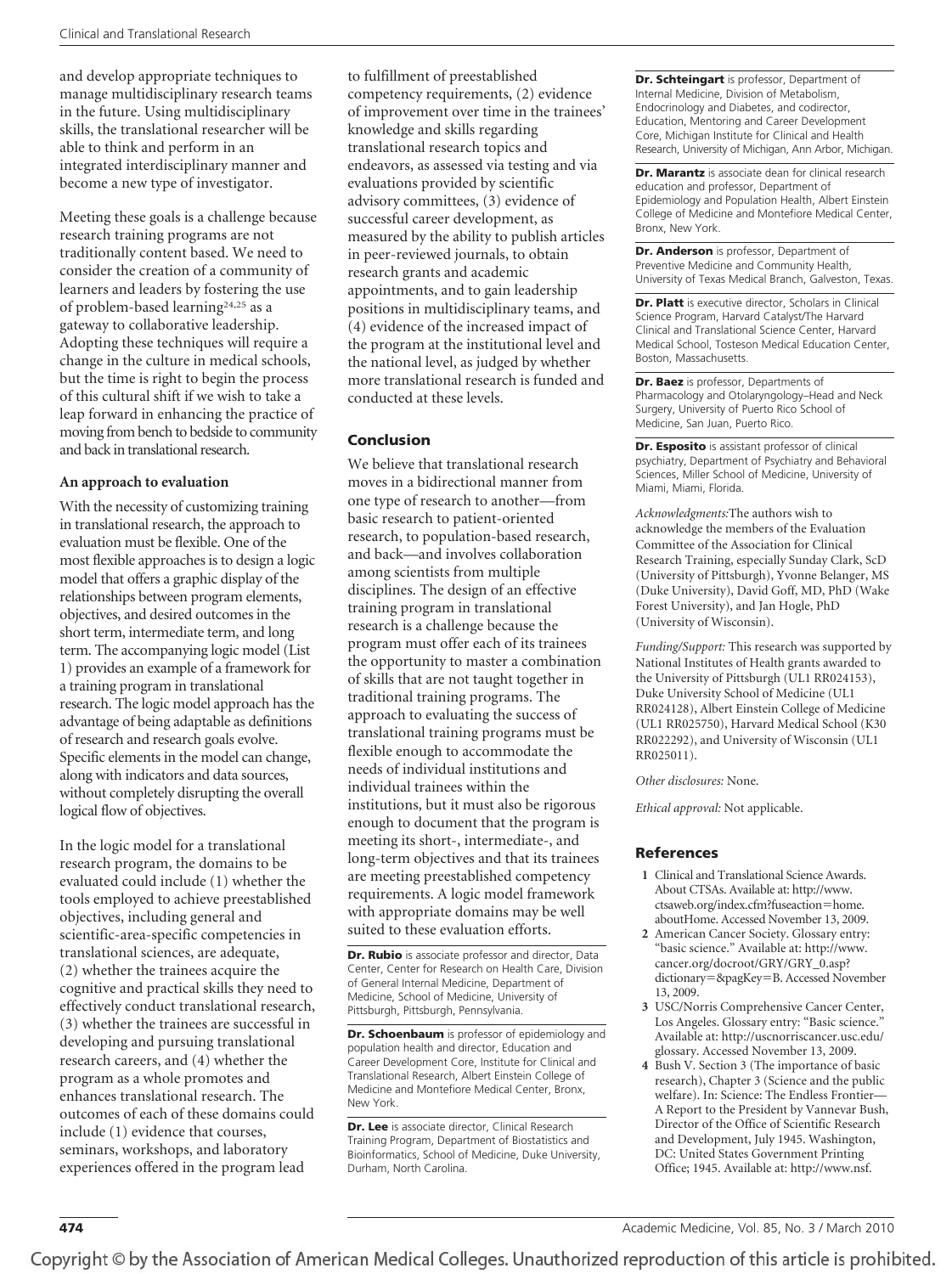and develop appropriate techniques to manage multidisciplinary research teams in the future. Using multidisciplinary skills, the translational researcher will be able to think and perform in an integrated interdisciplinary manner and become a new type of investigator.

Meeting these goals is a challenge because research training programs are not traditionally content based. We need to consider the creation of a community of learners and leaders by fostering the use of problem-based learning[24,25] as a gateway to collaborative leadership. Adopting these techniques will require a change in the culture in medical schools, but the time is right to begin the process of this cultural shift if we wish to take a leap forward in enhancing the practice of moving from bench to bedside to community and back in translational research.

### An approach to evaluation

With the necessity of customizing training in translational research, the approach to evaluation must be flexible. One of the most flexible approaches is to design a logic model that offers a graphic display of the relationships between program elements, objectives, and desired outcomes in the short term, intermediate term, and long term. The accompanying logic model (List 1) provides an example of a framework for a training program in translational research. The logic model approach has the advantage of being adaptable as definitions of research and research goals evolve. Specific elements in the model can change, along with indicators and data sources, without completely disrupting the overall logical flow of objectives.

In the logic model for a translational research program, the domains to be evaluated could include (1) whether the tools employed to achieve preestablished objectives, including general and scientific-area-specific competencies in translational sciences, are adequate, (2) whether the trainees acquire the cognitive and practical skills they need to effectively conduct translational research, (3) whether the trainees are successful in developing and pursuing translational research careers, and (4) whether the program as a whole promotes and enhances translational research. The outcomes of each of these domains could include (1) evidence that courses, seminars, workshops, and laboratory experiences offered in the program lead to fulfillment of preestablished competency requirements, (2) evidence of improvement over time in the trainees' knowledge and skills regarding translational research topics and endeavors, as assessed via testing and via evaluations provided by scientific advisory committees, (3) evidence of successful career development, as measured by the ability to publish articles in peer-reviewed journals, to obtain research grants and academic appointments, and to gain leadership positions in multidisciplinary teams, and (4) evidence of the increased impact of the program at the institutional level and the national level, as judged by whether more translational research is funded and conducted at these levels.

## Conclusion

We believe that translational research moves in a bidirectional manner from one type of research to another—from basic research to patient-oriented research, to population-based research, and back—and involves collaboration among scientists from multiple disciplines. The design of an effective training program in translational research is a challenge because the program must offer each of its trainees the opportunity to master a combination of skills that are not taught together in traditional training programs. The approach to evaluating the success of translational training programs must be flexible enough to accommodate the needs of individual institutions and individual trainees within the institutions, but it must also be rigorous enough to document that the program is meeting its short-, intermediate-, and long-term objectives and that its trainees are meeting preestablished competency requirements. A logic model framework with appropriate domains may be well suited to these evaluation efforts.

**Dr. Rubio** is associate professor and director, Data Center, Center for Research on Health Care, Division of General Internal Medicine, Department of Medicine, School of Medicine, University of Pittsburgh, Pittsburgh, Pennsylvania.

**Dr. Schoenbaum** is professor of epidemiology and population health and director, Education and Career Development Core, Institute for Clinical and Translational Research, Albert Einstein College of Medicine and Montefiore Medical Center, Bronx, New York.

**Dr. Lee** is associate director, Clinical Research Training Program, Department of Biostatistics and Bioinformatics, School of Medicine, Duke University, Durham, North Carolina.

**Dr. Schteingart** is professor, Department of Internal Medicine, Division of Metabolism, Endocrinology and Diabetes, and codirector, Education, Mentoring and Career Development Core, Michigan Institute for Clinical and Health Research, University of Michigan, Ann Arbor, Michigan.

**Dr. Marantz** is associate dean for clinical research education and professor, Department of Epidemiology and Population Health, Albert Einstein College of Medicine and Montefiore Medical Center, Bronx, New York.

**Dr. Anderson** is professor, Department of Preventive Medicine and Community Health, University of Texas Medical Branch, Galveston, Texas.

**Dr. Platt** is executive director, Scholars in Clinical Science Program, Harvard Catalyst/The Harvard Clinical and Translational Science Center, Harvard Medical School, Tosteson Medical Education Center, Boston, Massachusetts.

**Dr. Baez** is professor, Departments of Pharmacology and Otolaryngology–Head and Neck Surgery, University of Puerto Rico School of Medicine, San Juan, Puerto Rico.

**Dr. Esposito** is assistant professor of clinical psychiatry, Department of Psychiatry and Behavioral Sciences, Miller School of Medicine, University of Miami, Miami, Florida.

*Acknowledgments:* The authors wish to acknowledge the members of the Evaluation Committee of the Association for Clinical Research Training, especially Sunday Clark, ScD (University of Pittsburgh), Yvonne Belanger, MS (Duke University), David Goff, MD, PhD (Wake Forest University), and Jan Hogle, PhD (University of Wisconsin).

*Funding/Support:* This research was supported by National Institutes of Health grants awarded to the University of Pittsburgh (UL1 RR024153), Duke University School of Medicine (UL1 RR024128), Albert Einstein College of Medicine (UL1 RR025750), Harvard Medical School (K30 RR022292), and University of Wisconsin (UL1 RR025011).

*Other disclosures:* None.

*Ethical approval:* Not applicable.

## References

1. Clinical and Translational Science Awards. About CTSAs. Available at: http://www.ctsaweb.org/index.cfm?fuseaction=home.aboutHome. Accessed November 13, 2009.
2. American Cancer Society. Glossary entry: "basic science." Available at: http://www.cancer.org/docroot/GRY/GRY_0.asp?dictionary=&pagKey=B. Accessed November 13, 2009.
3. USC/Norris Comprehensive Cancer Center, Los Angeles. Glossary entry: "Basic science." Available at: http://uscnorriscancer.usc.edu/glossary. Accessed November 13, 2009.
4. Bush V. Section 3 (The importance of basic research), Chapter 3 (Science and the public welfare). In: Science: The Endless Frontier—A Report to the President by Vannevar Bush, Director of the Office of Scientific Research and Development, July 1945. Washington, DC: United States Government Printing Office; 1945. Available at: http://www.nsf.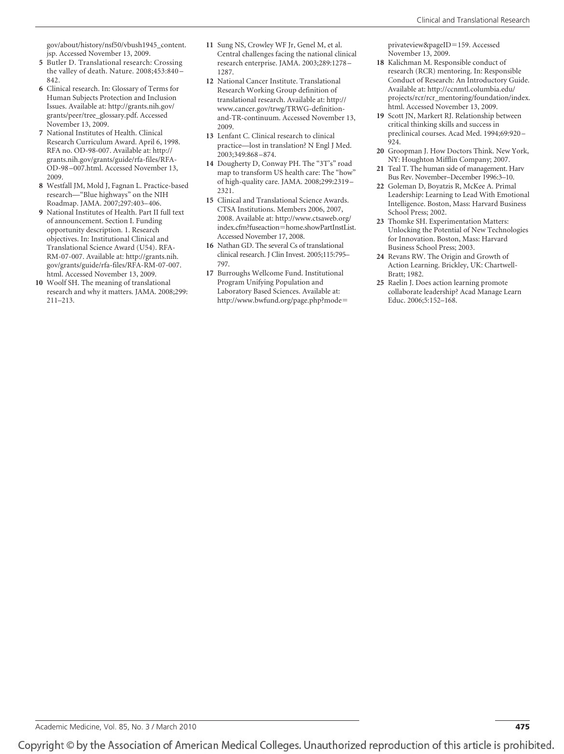gov/about/history/nsf50/vbush1945_content.jsp. Accessed November 13, 2009.

5 Butler D. Translational research: Crossing the valley of death. Nature. 2008;453:840–842.

6 Clinical research. In: Glossary of Terms for Human Subjects Protection and Inclusion Issues. Available at: http://grants.nih.gov/grants/peer/tree_glossary.pdf. Accessed November 13, 2009.

7 National Institutes of Health. Clinical Research Curriculum Award. April 6, 1998. RFA no. OD-98-007. Available at: http://grants.nih.gov/grants/guide/rfa-files/RFA-OD-98–007.html. Accessed November 13, 2009.

8 Westfall JM, Mold J, Fagnan L. Practice-based research—"Blue highways" on the NIH Roadmap. JAMA. 2007;297:403–406.

9 National Institutes of Health. Part II full text of announcement. Section I. Funding opportunity description. 1. Research objectives. In: Institutional Clinical and Translational Science Award (U54). RFA-RM-07-007. Available at: http://grants.nih.gov/grants/guide/rfa-files/RFA-RM-07-007.html. Accessed November 13, 2009.

10 Woolf SH. The meaning of translational research and why it matters. JAMA. 2008;299:211–213.

11 Sung NS, Crowley WF Jr, Genel M, et al. Central challenges facing the national clinical research enterprise. JAMA. 2003;289:1278–1287.

12 National Cancer Institute. Translational Research Working Group definition of translational research. Available at: http://www.cancer.gov/trwg/TRWG-definition-and-TR-continuum. Accessed November 13, 2009.

13 Lenfant C. Clinical research to clinical practice—lost in translation? N Engl J Med. 2003;349:868–874.

14 Dougherty D, Conway PH. The "3T's" road map to transform US health care: The "how" of high-quality care. JAMA. 2008;299:2319–2321.

15 Clinical and Translational Science Awards. CTSA Institutions. Members 2006, 2007, 2008. Available at: http://www.ctsaweb.org/index.cfm?fuseaction=home.showPartInstList. Accessed November 17, 2008.

16 Nathan GD. The several Cs of translational clinical research. J Clin Invest. 2005;115:795–797.

17 Burroughs Wellcome Fund. Institutional Program Unifying Population and Laboratory Based Sciences. Available at: http://www.bwfund.org/page.php?mode=privateview&pageID=159. Accessed November 13, 2009.

18 Kalichman M. Responsible conduct of research (RCR) mentoring. In: Responsible Conduct of Research: An Introductory Guide. Available at: http://ccnmtl.columbia.edu/projects/rcr/rcr_mentoring/foundation/index.html. Accessed November 13, 2009.

19 Scott JN, Markert RJ. Relationship between critical thinking skills and success in preclinical courses. Acad Med. 1994;69:920–924.

20 Groopman J. How Doctors Think. New York, NY: Houghton Mifflin Company; 2007.

21 Teal T. The human side of management. Harv Bus Rev. November–December 1996:3–10.

22 Goleman D, Boyatzis R, McKee A. Primal Leadership: Learning to Lead With Emotional Intelligence. Boston, Mass: Harvard Business School Press; 2002.

23 Thomke SH. Experimentation Matters: Unlocking the Potential of New Technologies for Innovation. Boston, Mass: Harvard Business School Press; 2003.

24 Revans RW. The Origin and Growth of Action Learning. Brickley, UK: Chartwell-Bratt; 1982.

25 Raelin J. Does action learning promote collaborate leadership? Acad Manage Learn Educ. 2006;5:152–168.

Copyright © by the Association of American Medical Colleges. Unauthorized reproduction of this article is prohibited.